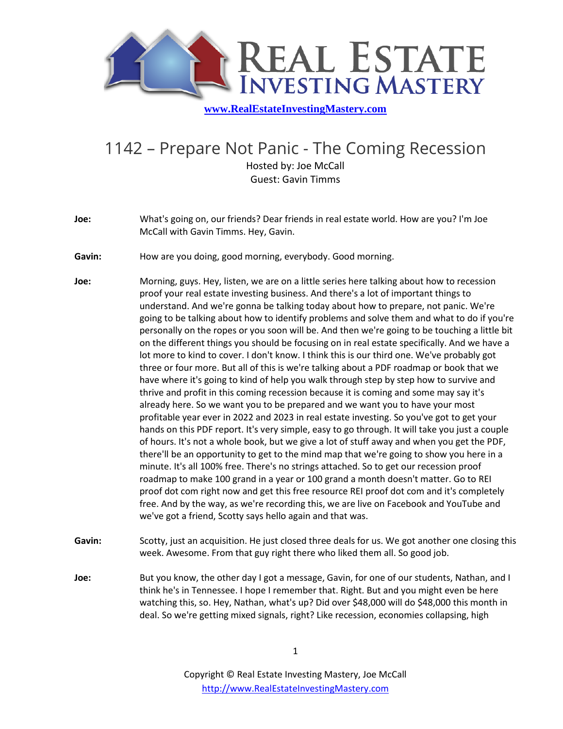# Real Estate Investing Mastery

www.RealEstateInvestingMastery.com

## 1142 – Prepare Not Panic - The Coming Recession

Hosted by: Joe McCall
Guest: Gavin Timms

**Joe:** What's going on, our friends? Dear friends in real estate world. How are you? I'm Joe McCall with Gavin Timms. Hey, Gavin.

**Gavin:** How are you doing, good morning, everybody. Good morning.

**Joe:** Morning, guys. Hey, listen, we are on a little series here talking about how to recession proof your real estate investing business. And there's a lot of important things to understand. And we're gonna be talking today about how to prepare, not panic. We're going to be talking about how to identify problems and solve them and what to do if you're personally on the ropes or you soon will be. And then we're going to be touching a little bit on the different things you should be focusing on in real estate specifically. And we have a lot more to kind to cover. I don't know. I think this is our third one. We've probably got three or four more. But all of this is we're talking about a PDF roadmap or book that we have where it's going to kind of help you walk through step by step how to survive and thrive and profit in this coming recession because it is coming and some may say it's already here. So we want you to be prepared and we want you to have your most profitable year ever in 2022 and 2023 in real estate investing. So you've got to get your hands on this PDF report. It's very simple, easy to go through. It will take you just a couple of hours. It's not a whole book, but we give a lot of stuff away and when you get the PDF, there'll be an opportunity to get to the mind map that we're going to show you here in a minute. It's all 100% free. There's no strings attached. So to get our recession proof roadmap to make 100 grand in a year or 100 grand a month doesn't matter. Go to REI proof dot com right now and get this free resource REI proof dot com and it's completely free. And by the way, as we're recording this, we are live on Facebook and YouTube and we've got a friend, Scotty says hello again and that was.

**Gavin:** Scotty, just an acquisition. He just closed three deals for us. We got another one closing this week. Awesome. From that guy right there who liked them all. So good job.

**Joe:** But you know, the other day I got a message, Gavin, for one of our students, Nathan, and I think he's in Tennessee. I hope I remember that. Right. But and you might even be here watching this, so. Hey, Nathan, what's up? Did over $48,000 will do $48,000 this month in deal. So we're getting mixed signals, right? Like recession, economies collapsing, high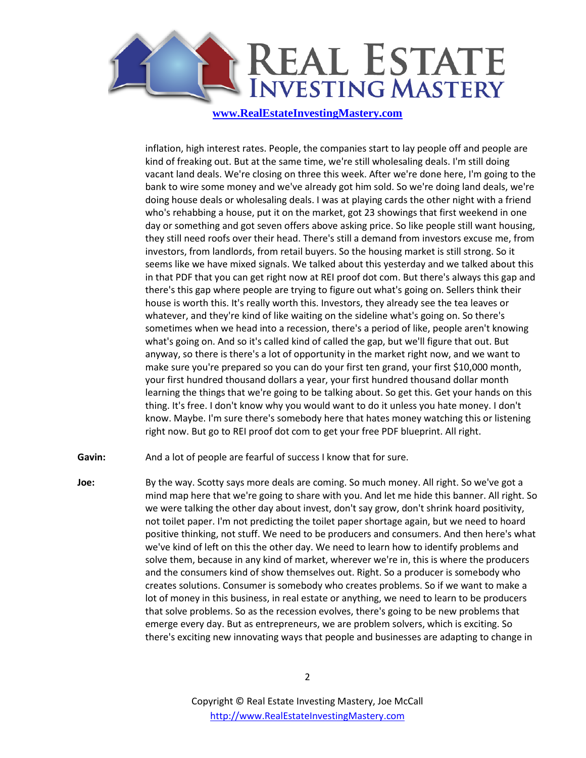inflation, high interest rates. People, the companies start to lay people off and people are kind of freaking out. But at the same time, we're still wholesaling deals. I'm still doing vacant land deals. We're closing on three this week. After we're done here, I'm going to the bank to wire some money and we've already got him sold. So we're doing land deals, we're doing house deals or wholesaling deals. I was at playing cards the other night with a friend who's rehabbing a house, put it on the market, got 23 showings that first weekend in one day or something and got seven offers above asking price. So like people still want housing, they still need roofs over their head. There's still a demand from investors excuse me, from investors, from landlords, from retail buyers. So the housing market is still strong. So it seems like we have mixed signals. We talked about this yesterday and we talked about this in that PDF that you can get right now at REI proof dot com. But there's always this gap and there's this gap where people are trying to figure out what's going on. Sellers think their house is worth this. It's really worth this. Investors, they already see the tea leaves or whatever, and they're kind of like waiting on the sideline what's going on. So there's sometimes when we head into a recession, there's a period of like, people aren't knowing what's going on. And so it's called kind of called the gap, but we'll figure that out. But anyway, so there is there's a lot of opportunity in the market right now, and we want to make sure you're prepared so you can do your first ten grand, your first $10,000 month, your first hundred thousand dollars a year, your first hundred thousand dollar month learning the things that we're going to be talking about. So get this. Get your hands on this thing. It's free. I don't know why you would want to do it unless you hate money. I don't know. Maybe. I'm sure there's somebody here that hates money watching this or listening right now. But go to REI proof dot com to get your free PDF blueprint. All right.

**Gavin:** And a lot of people are fearful of success I know that for sure.

**Joe:** By the way. Scotty says more deals are coming. So much money. All right. So we've got a mind map here that we're going to share with you. And let me hide this banner. All right. So we were talking the other day about invest, don't say grow, don't shrink hoard positivity, not toilet paper. I'm not predicting the toilet paper shortage again, but we need to hoard positive thinking, not stuff. We need to be producers and consumers. And then here's what we've kind of left on this the other day. We need to learn how to identify problems and solve them, because in any kind of market, wherever we're in, this is where the producers and the consumers kind of show themselves out. Right. So a producer is somebody who creates solutions. Consumer is somebody who creates problems. So if we want to make a lot of money in this business, in real estate or anything, we need to learn to be producers that solve problems. So as the recession evolves, there's going to be new problems that emerge every day. But as entrepreneurs, we are problem solvers, which is exciting. So there's exciting new innovating ways that people and businesses are adapting to change in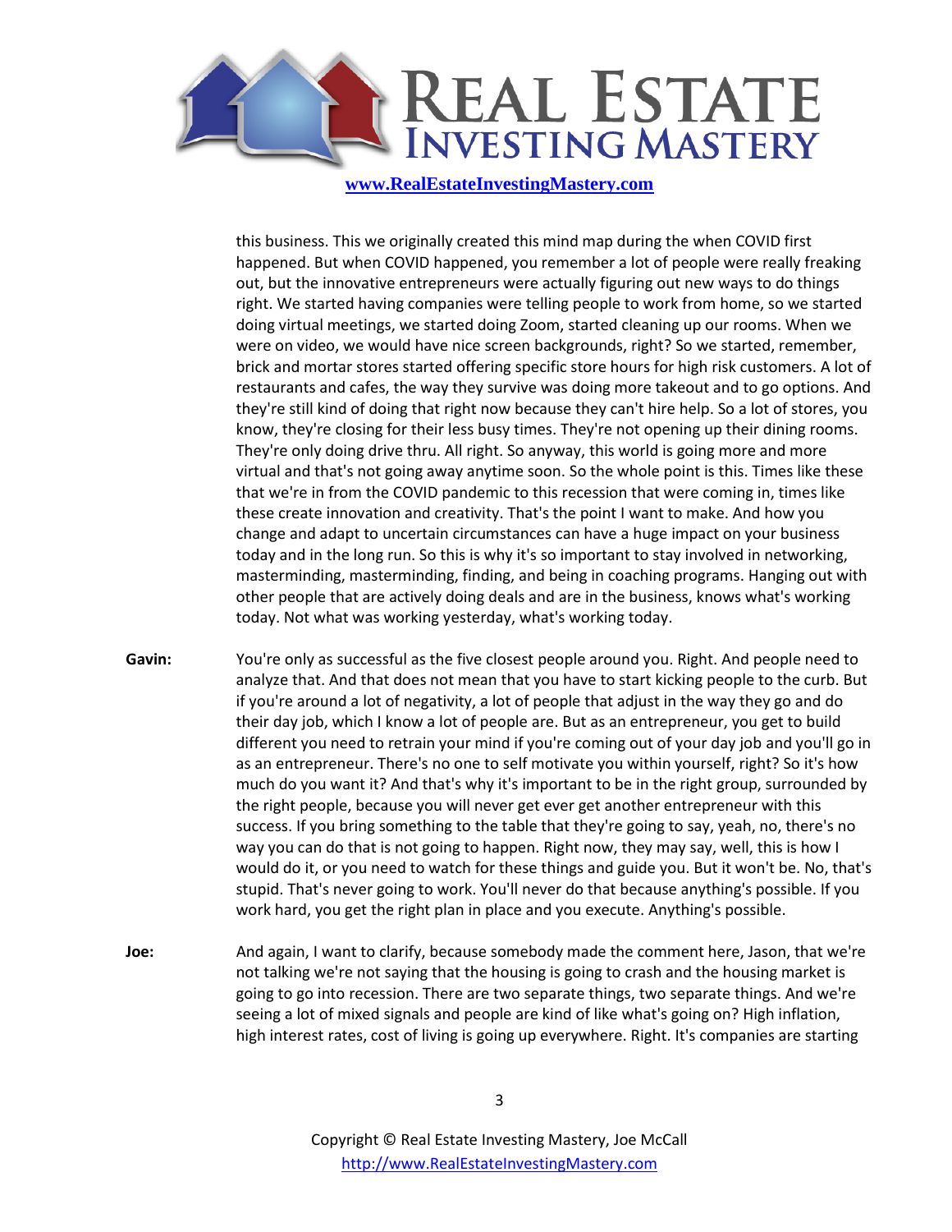this business. This we originally created this mind map during the when COVID first happened. But when COVID happened, you remember a lot of people were really freaking out, but the innovative entrepreneurs were actually figuring out new ways to do things right. We started having companies were telling people to work from home, so we started doing virtual meetings, we started doing Zoom, started cleaning up our rooms. When we were on video, we would have nice screen backgrounds, right? So we started, remember, brick and mortar stores started offering specific store hours for high risk customers. A lot of restaurants and cafes, the way they survive was doing more takeout and to go options. And they're still kind of doing that right now because they can't hire help. So a lot of stores, you know, they're closing for their less busy times. They're not opening up their dining rooms. They're only doing drive thru. All right. So anyway, this world is going more and more virtual and that's not going away anytime soon. So the whole point is this. Times like these that we're in from the COVID pandemic to this recession that were coming in, times like these create innovation and creativity. That's the point I want to make. And how you change and adapt to uncertain circumstances can have a huge impact on your business today and in the long run. So this is why it's so important to stay involved in networking, masterminding, masterminding, finding, and being in coaching programs. Hanging out with other people that are actively doing deals and are in the business, knows what's working today. Not what was working yesterday, what's working today.

**Gavin:** You're only as successful as the five closest people around you. Right. And people need to analyze that. And that does not mean that you have to start kicking people to the curb. But if you're around a lot of negativity, a lot of people that adjust in the way they go and do their day job, which I know a lot of people are. But as an entrepreneur, you get to build different you need to retrain your mind if you're coming out of your day job and you'll go in as an entrepreneur. There's no one to self motivate you within yourself, right? So it's how much do you want it? And that's why it's important to be in the right group, surrounded by the right people, because you will never get ever get another entrepreneur with this success. If you bring something to the table that they're going to say, yeah, no, there's no way you can do that is not going to happen. Right now, they may say, well, this is how I would do it, or you need to watch for these things and guide you. But it won't be. No, that's stupid. That's never going to work. You'll never do that because anything's possible. If you work hard, you get the right plan in place and you execute. Anything's possible.

**Joe:** And again, I want to clarify, because somebody made the comment here, Jason, that we're not talking we're not saying that the housing is going to crash and the housing market is going to go into recession. There are two separate things, two separate things. And we're seeing a lot of mixed signals and people are kind of like what's going on? High inflation, high interest rates, cost of living is going up everywhere. Right. It's companies are starting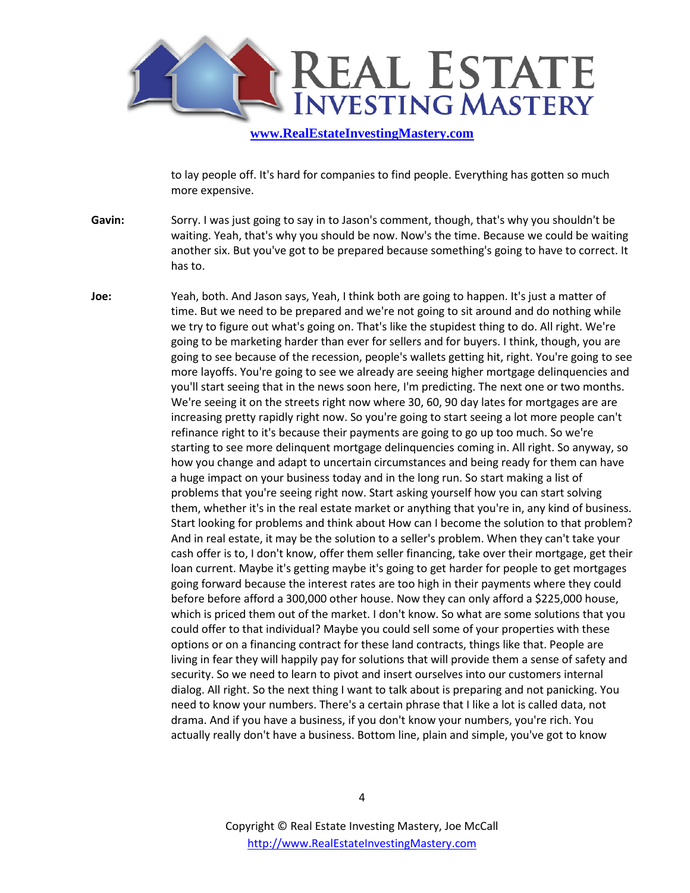to lay people off. It's hard for companies to find people. Everything has gotten so much more expensive.

**Gavin:** Sorry. I was just going to say in to Jason's comment, though, that's why you shouldn't be waiting. Yeah, that's why you should be now. Now's the time. Because we could be waiting another six. But you've got to be prepared because something's going to have to correct. It has to.

**Joe:** Yeah, both. And Jason says, Yeah, I think both are going to happen. It's just a matter of time. But we need to be prepared and we're not going to sit around and do nothing while we try to figure out what's going on. That's like the stupidest thing to do. All right. We're going to be marketing harder than ever for sellers and for buyers. I think, though, you are going to see because of the recession, people's wallets getting hit, right. You're going to see more layoffs. You're going to see we already are seeing higher mortgage delinquencies and you'll start seeing that in the news soon here, I'm predicting. The next one or two months. We're seeing it on the streets right now where 30, 60, 90 day lates for mortgages are are increasing pretty rapidly right now. So you're going to start seeing a lot more people can't refinance right to it's because their payments are going to go up too much. So we're starting to see more delinquent mortgage delinquencies coming in. All right. So anyway, so how you change and adapt to uncertain circumstances and being ready for them can have a huge impact on your business today and in the long run. So start making a list of problems that you're seeing right now. Start asking yourself how you can start solving them, whether it's in the real estate market or anything that you're in, any kind of business. Start looking for problems and think about How can I become the solution to that problem? And in real estate, it may be the solution to a seller's problem. When they can't take your cash offer is to, I don't know, offer them seller financing, take over their mortgage, get their loan current. Maybe it's getting maybe it's going to get harder for people to get mortgages going forward because the interest rates are too high in their payments where they could before before afford a 300,000 other house. Now they can only afford a $225,000 house, which is priced them out of the market. I don't know. So what are some solutions that you could offer to that individual? Maybe you could sell some of your properties with these options or on a financing contract for these land contracts, things like that. People are living in fear they will happily pay for solutions that will provide them a sense of safety and security. So we need to learn to pivot and insert ourselves into our customers internal dialog. All right. So the next thing I want to talk about is preparing and not panicking. You need to know your numbers. There's a certain phrase that I like a lot is called data, not drama. And if you have a business, if you don't know your numbers, you're rich. You actually really don't have a business. Bottom line, plain and simple, you've got to know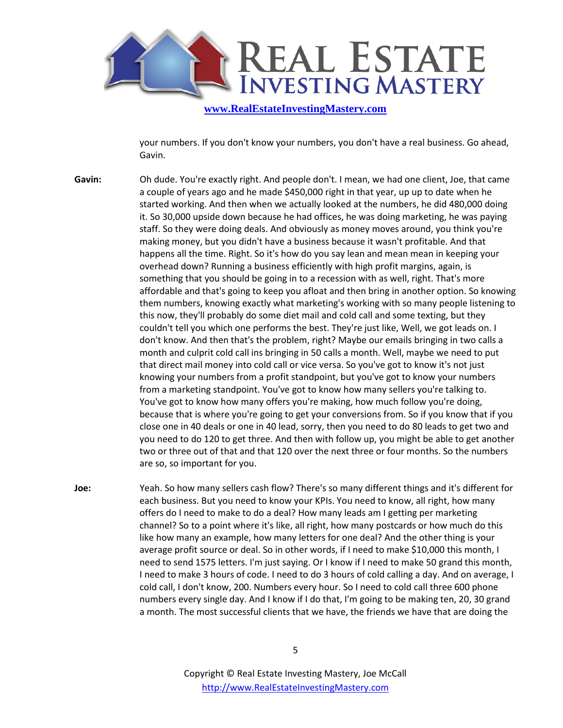your numbers. If you don't know your numbers, you don't have a real business. Go ahead, Gavin.

**Gavin:** Oh dude. You're exactly right. And people don't. I mean, we had one client, Joe, that came a couple of years ago and he made $450,000 right in that year, up up to date when he started working. And then when we actually looked at the numbers, he did 480,000 doing it. So 30,000 upside down because he had offices, he was doing marketing, he was paying staff. So they were doing deals. And obviously as money moves around, you think you're making money, but you didn't have a business because it wasn't profitable. And that happens all the time. Right. So it's how do you say lean and mean mean in keeping your overhead down? Running a business efficiently with high profit margins, again, is something that you should be going in to a recession with as well, right. That's more affordable and that's going to keep you afloat and then bring in another option. So knowing them numbers, knowing exactly what marketing's working with so many people listening to this now, they'll probably do some diet mail and cold call and some texting, but they couldn't tell you which one performs the best. They're just like, Well, we got leads on. I don't know. And then that's the problem, right? Maybe our emails bringing in two calls a month and culprit cold call ins bringing in 50 calls a month. Well, maybe we need to put that direct mail money into cold call or vice versa. So you've got to know it's not just knowing your numbers from a profit standpoint, but you've got to know your numbers from a marketing standpoint. You've got to know how many sellers you're talking to. You've got to know how many offers you're making, how much follow you're doing, because that is where you're going to get your conversions from. So if you know that if you close one in 40 deals or one in 40 lead, sorry, then you need to do 80 leads to get two and you need to do 120 to get three. And then with follow up, you might be able to get another two or three out of that and that 120 over the next three or four months. So the numbers are so, so important for you.

**Joe:** Yeah. So how many sellers cash flow? There's so many different things and it's different for each business. But you need to know your KPIs. You need to know, all right, how many offers do I need to make to do a deal? How many leads am I getting per marketing channel? So to a point where it's like, all right, how many postcards or how much do this like how many an example, how many letters for one deal? And the other thing is your average profit source or deal. So in other words, if I need to make $10,000 this month, I need to send 1575 letters. I'm just saying. Or I know if I need to make 50 grand this month, I need to make 3 hours of code. I need to do 3 hours of cold calling a day. And on average, I cold call, I don't know, 200. Numbers every hour. So I need to cold call three 600 phone numbers every single day. And I know if I do that, I'm going to be making ten, 20, 30 grand a month. The most successful clients that we have, the friends we have that are doing the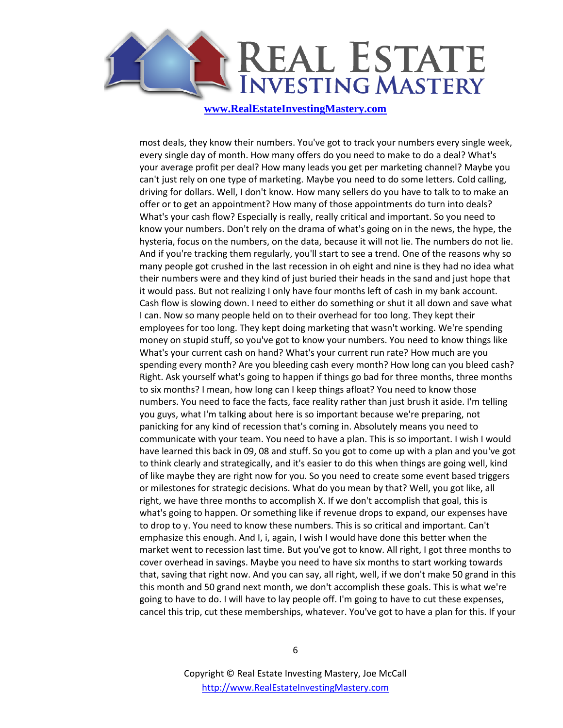most deals, they know their numbers. You've got to track your numbers every single week, every single day of month. How many offers do you need to make to do a deal? What's your average profit per deal? How many leads you get per marketing channel? Maybe you can't just rely on one type of marketing. Maybe you need to do some letters. Cold calling, driving for dollars. Well, I don't know. How many sellers do you have to talk to to make an offer or to get an appointment? How many of those appointments do turn into deals? What's your cash flow? Especially is really, really critical and important. So you need to know your numbers. Don't rely on the drama of what's going on in the news, the hype, the hysteria, focus on the numbers, on the data, because it will not lie. The numbers do not lie. And if you're tracking them regularly, you'll start to see a trend. One of the reasons why so many people got crushed in the last recession in oh eight and nine is they had no idea what their numbers were and they kind of just buried their heads in the sand and just hope that it would pass. But not realizing I only have four months left of cash in my bank account. Cash flow is slowing down. I need to either do something or shut it all down and save what I can. Now so many people held on to their overhead for too long. They kept their employees for too long. They kept doing marketing that wasn't working. We're spending money on stupid stuff, so you've got to know your numbers. You need to know things like What's your current cash on hand? What's your current run rate? How much are you spending every month? Are you bleeding cash every month? How long can you bleed cash? Right. Ask yourself what's going to happen if things go bad for three months, three months to six months? I mean, how long can I keep things afloat? You need to know those numbers. You need to face the facts, face reality rather than just brush it aside. I'm telling you guys, what I'm talking about here is so important because we're preparing, not panicking for any kind of recession that's coming in. Absolutely means you need to communicate with your team. You need to have a plan. This is so important. I wish I would have learned this back in 09, 08 and stuff. So you got to come up with a plan and you've got to think clearly and strategically, and it's easier to do this when things are going well, kind of like maybe they are right now for you. So you need to create some event based triggers or milestones for strategic decisions. What do you mean by that? Well, you got like, all right, we have three months to accomplish X. If we don't accomplish that goal, this is what's going to happen. Or something like if revenue drops to expand, our expenses have to drop to y. You need to know these numbers. This is so critical and important. Can't emphasize this enough. And I, i, again, I wish I would have done this better when the market went to recession last time. But you've got to know. All right, I got three months to cover overhead in savings. Maybe you need to have six months to start working towards that, saving that right now. And you can say, all right, well, if we don't make 50 grand in this this month and 50 grand next month, we don't accomplish these goals. This is what we're going to have to do. I will have to lay people off. I'm going to have to cut these expenses, cancel this trip, cut these memberships, whatever. You've got to have a plan for this. If your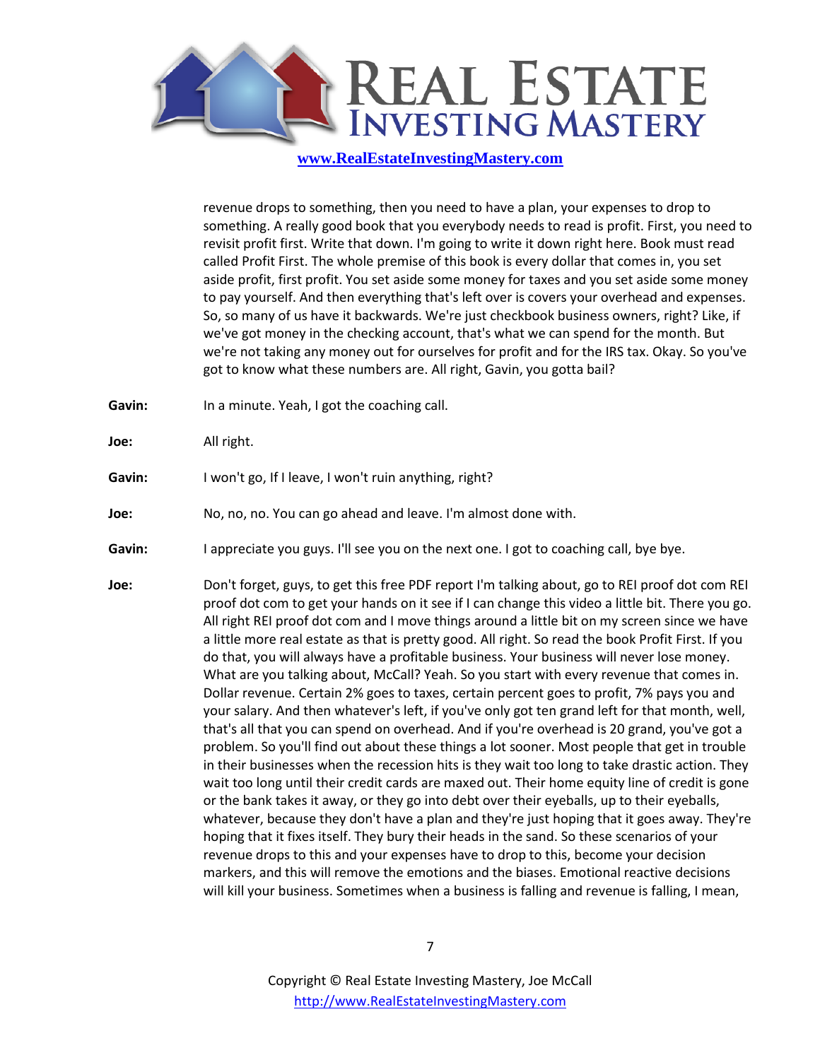revenue drops to something, then you need to have a plan, your expenses to drop to something. A really good book that you everybody needs to read is profit. First, you need to revisit profit first. Write that down. I'm going to write it down right here. Book must read called Profit First. The whole premise of this book is every dollar that comes in, you set aside profit, first profit. You set aside some money for taxes and you set aside some money to pay yourself. And then everything that's left over is covers your overhead and expenses. So, so many of us have it backwards. We're just checkbook business owners, right? Like, if we've got money in the checking account, that's what we can spend for the month. But we're not taking any money out for ourselves for profit and for the IRS tax. Okay. So you've got to know what these numbers are. All right, Gavin, you gotta bail?

**Gavin:** In a minute. Yeah, I got the coaching call.

**Joe:** All right.

**Gavin:** I won't go, If I leave, I won't ruin anything, right?

**Joe:** No, no, no. You can go ahead and leave. I'm almost done with.

**Gavin:** I appreciate you guys. I'll see you on the next one. I got to coaching call, bye bye.

**Joe:** Don't forget, guys, to get this free PDF report I'm talking about, go to REI proof dot com REI proof dot com to get your hands on it see if I can change this video a little bit. There you go. All right REI proof dot com and I move things around a little bit on my screen since we have a little more real estate as that is pretty good. All right. So read the book Profit First. If you do that, you will always have a profitable business. Your business will never lose money. What are you talking about, McCall? Yeah. So you start with every revenue that comes in. Dollar revenue. Certain 2% goes to taxes, certain percent goes to profit, 7% pays you and your salary. And then whatever's left, if you've only got ten grand left for that month, well, that's all that you can spend on overhead. And if you're overhead is 20 grand, you've got a problem. So you'll find out about these things a lot sooner. Most people that get in trouble in their businesses when the recession hits is they wait too long to take drastic action. They wait too long until their credit cards are maxed out. Their home equity line of credit is gone or the bank takes it away, or they go into debt over their eyeballs, up to their eyeballs, whatever, because they don't have a plan and they're just hoping that it goes away. They're hoping that it fixes itself. They bury their heads in the sand. So these scenarios of your revenue drops to this and your expenses have to drop to this, become your decision markers, and this will remove the emotions and the biases. Emotional reactive decisions will kill your business. Sometimes when a business is falling and revenue is falling, I mean,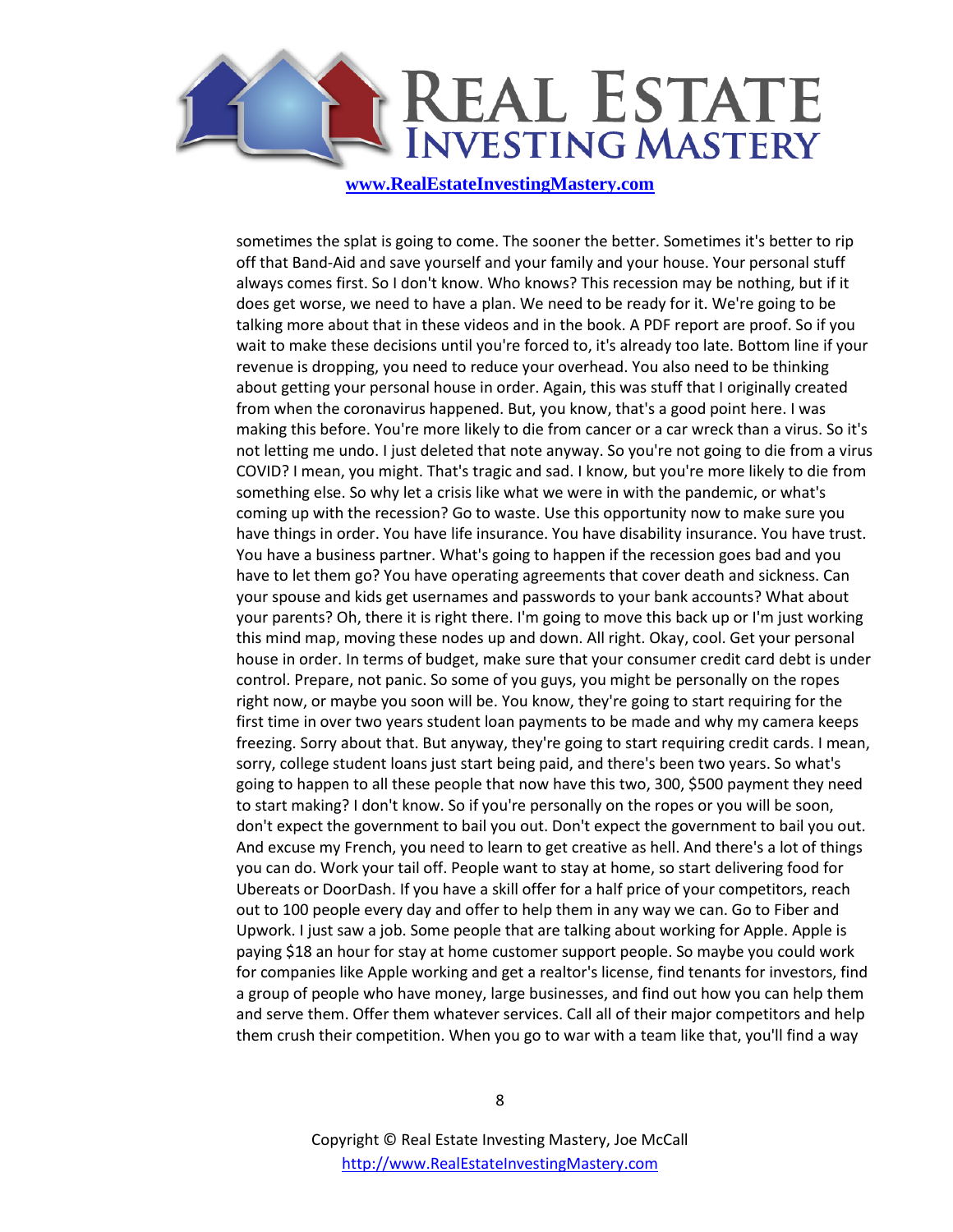sometimes the splat is going to come. The sooner the better. Sometimes it's better to rip off that Band-Aid and save yourself and your family and your house. Your personal stuff always comes first. So I don't know. Who knows? This recession may be nothing, but if it does get worse, we need to have a plan. We need to be ready for it. We're going to be talking more about that in these videos and in the book. A PDF report are proof. So if you wait to make these decisions until you're forced to, it's already too late. Bottom line if your revenue is dropping, you need to reduce your overhead. You also need to be thinking about getting your personal house in order. Again, this was stuff that I originally created from when the coronavirus happened. But, you know, that's a good point here. I was making this before. You're more likely to die from cancer or a car wreck than a virus. So it's not letting me undo. I just deleted that note anyway. So you're not going to die from a virus COVID? I mean, you might. That's tragic and sad. I know, but you're more likely to die from something else. So why let a crisis like what we were in with the pandemic, or what's coming up with the recession? Go to waste. Use this opportunity now to make sure you have things in order. You have life insurance. You have disability insurance. You have trust. You have a business partner. What's going to happen if the recession goes bad and you have to let them go? You have operating agreements that cover death and sickness. Can your spouse and kids get usernames and passwords to your bank accounts? What about your parents? Oh, there it is right there. I'm going to move this back up or I'm just working this mind map, moving these nodes up and down. All right. Okay, cool. Get your personal house in order. In terms of budget, make sure that your consumer credit card debt is under control. Prepare, not panic. So some of you guys, you might be personally on the ropes right now, or maybe you soon will be. You know, they're going to start requiring for the first time in over two years student loan payments to be made and why my camera keeps freezing. Sorry about that. But anyway, they're going to start requiring credit cards. I mean, sorry, college student loans just start being paid, and there's been two years. So what's going to happen to all these people that now have this two, 300, $500 payment they need to start making? I don't know. So if you're personally on the ropes or you will be soon, don't expect the government to bail you out. Don't expect the government to bail you out. And excuse my French, you need to learn to get creative as hell. And there's a lot of things you can do. Work your tail off. People want to stay at home, so start delivering food for Ubereats or DoorDash. If you have a skill offer for a half price of your competitors, reach out to 100 people every day and offer to help them in any way we can. Go to Fiber and Upwork. I just saw a job. Some people that are talking about working for Apple. Apple is paying $18 an hour for stay at home customer support people. So maybe you could work for companies like Apple working and get a realtor's license, find tenants for investors, find a group of people who have money, large businesses, and find out how you can help them and serve them. Offer them whatever services. Call all of their major competitors and help them crush their competition. When you go to war with a team like that, you'll find a way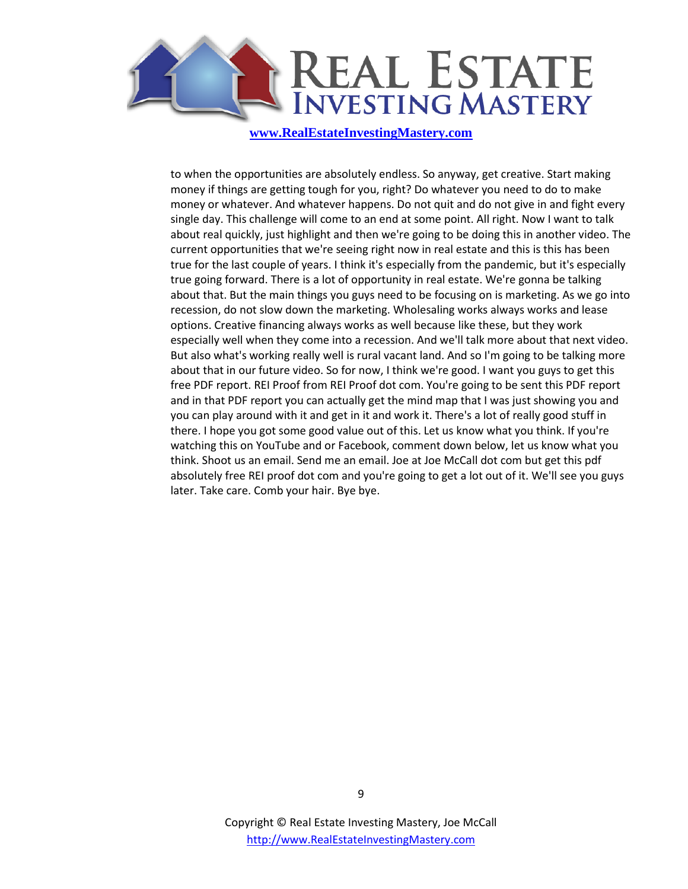to when the opportunities are absolutely endless. So anyway, get creative. Start making money if things are getting tough for you, right? Do whatever you need to do to make money or whatever. And whatever happens. Do not quit and do not give in and fight every single day. This challenge will come to an end at some point. All right. Now I want to talk about real quickly, just highlight and then we're going to be doing this in another video. The current opportunities that we're seeing right now in real estate and this is this has been true for the last couple of years. I think it's especially from the pandemic, but it's especially true going forward. There is a lot of opportunity in real estate. We're gonna be talking about that. But the main things you guys need to be focusing on is marketing. As we go into recession, do not slow down the marketing. Wholesaling works always works and lease options. Creative financing always works as well because like these, but they work especially well when they come into a recession. And we'll talk more about that next video. But also what's working really well is rural vacant land. And so I'm going to be talking more about that in our future video. So for now, I think we're good. I want you guys to get this free PDF report. REI Proof from REI Proof dot com. You're going to be sent this PDF report and in that PDF report you can actually get the mind map that I was just showing you and you can play around with it and get in it and work it. There's a lot of really good stuff in there. I hope you got some good value out of this. Let us know what you think. If you're watching this on YouTube and or Facebook, comment down below, let us know what you think. Shoot us an email. Send me an email. Joe at Joe McCall dot com but get this pdf absolutely free REI proof dot com and you're going to get a lot out of it. We'll see you guys later. Take care. Comb your hair. Bye bye.